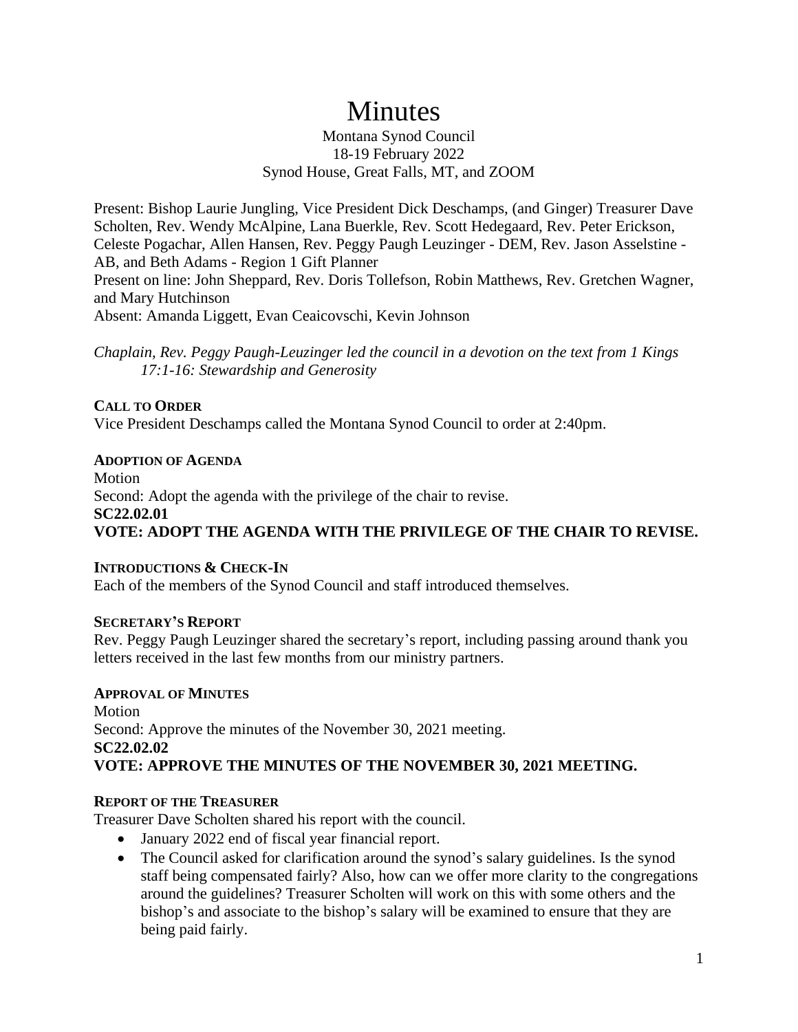# Minutes

Montana Synod Council
18-19 February 2022
Synod House, Great Falls, MT, and ZOOM

Present: Bishop Laurie Jungling, Vice President Dick Deschamps, (and Ginger) Treasurer Dave Scholten, Rev. Wendy McAlpine, Lana Buerkle, Rev. Scott Hedegaard, Rev. Peter Erickson, Celeste Pogachar, Allen Hansen, Rev. Peggy Paugh Leuzinger - DEM, Rev. Jason Asselstine - AB, and Beth Adams - Region 1 Gift Planner
Present on line: John Sheppard, Rev. Doris Tollefson, Robin Matthews, Rev. Gretchen Wagner, and Mary Hutchinson
Absent: Amanda Liggett, Evan Ceaicovschi, Kevin Johnson

*Chaplain, Rev. Peggy Paugh-Leuzinger led the council in a devotion on the text from 1 Kings 17:1-16: Stewardship and Generosity*

**CALL TO ORDER**

Vice President Deschamps called the Montana Synod Council to order at 2:40pm.

**ADOPTION OF AGENDA**

Motion
Second: Adopt the agenda with the privilege of the chair to revise.
**SC22.02.01**
**VOTE: ADOPT THE AGENDA WITH THE PRIVILEGE OF THE CHAIR TO REVISE.**

**INTRODUCTIONS & CHECK-IN**

Each of the members of the Synod Council and staff introduced themselves.

**SECRETARY'S REPORT**

Rev. Peggy Paugh Leuzinger shared the secretary's report, including passing around thank you letters received in the last few months from our ministry partners.

**APPROVAL OF MINUTES**

Motion
Second: Approve the minutes of the November 30, 2021 meeting.
**SC22.02.02**
**VOTE: APPROVE THE MINUTES OF THE NOVEMBER 30, 2021 MEETING.**

**REPORT OF THE TREASURER**

Treasurer Dave Scholten shared his report with the council.

- January 2022 end of fiscal year financial report.
- The Council asked for clarification around the synod's salary guidelines. Is the synod staff being compensated fairly? Also, how can we offer more clarity to the congregations around the guidelines? Treasurer Scholten will work on this with some others and the bishop's and associate to the bishop's salary will be examined to ensure that they are being paid fairly.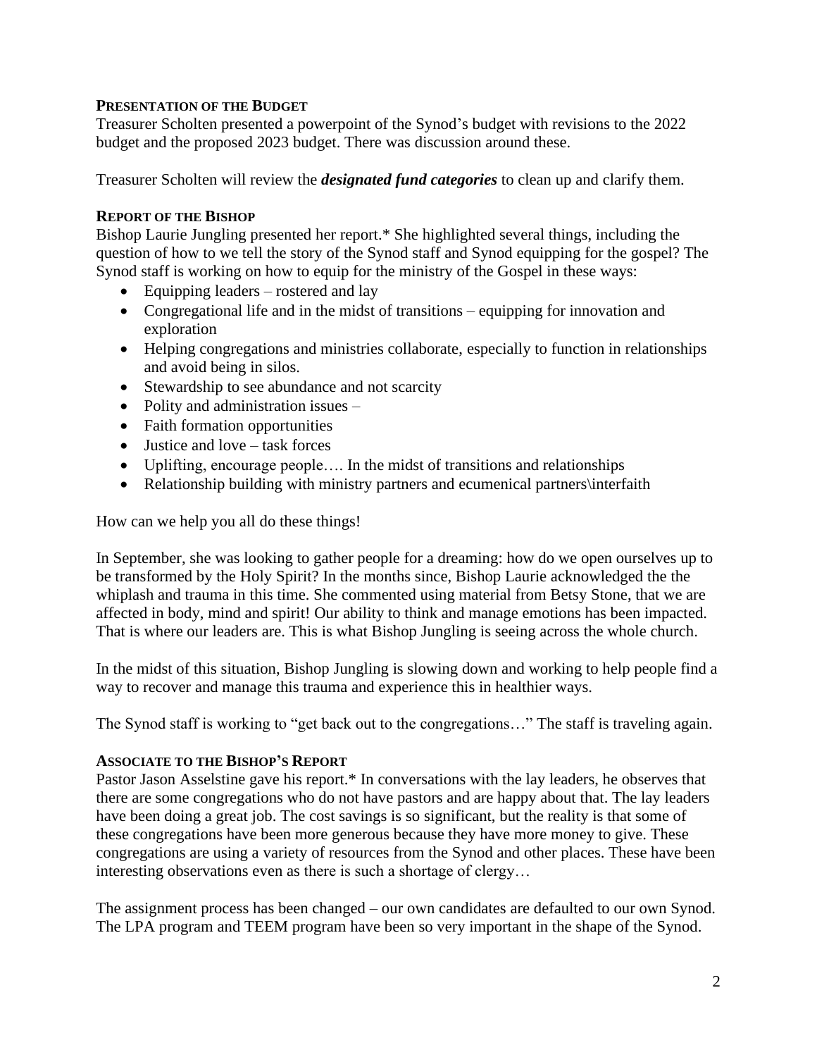**PRESENTATION OF THE BUDGET**

Treasurer Scholten presented a powerpoint of the Synod's budget with revisions to the 2022 budget and the proposed 2023 budget. There was discussion around these.

Treasurer Scholten will review the ***designated fund categories*** to clean up and clarify them.

**REPORT OF THE BISHOP**

Bishop Laurie Jungling presented her report.* She highlighted several things, including the question of how to we tell the story of the Synod staff and Synod equipping for the gospel? The Synod staff is working on how to equip for the ministry of the Gospel in these ways:

- Equipping leaders – rostered and lay
- Congregational life and in the midst of transitions – equipping for innovation and exploration
- Helping congregations and ministries collaborate, especially to function in relationships and avoid being in silos.
- Stewardship to see abundance and not scarcity
- Polity and administration issues –
- Faith formation opportunities
- Justice and love – task forces
- Uplifting, encourage people…. In the midst of transitions and relationships
- Relationship building with ministry partners and ecumenical partners\interfaith

How can we help you all do these things!

In September, she was looking to gather people for a dreaming: how do we open ourselves up to be transformed by the Holy Spirit? In the months since, Bishop Laurie acknowledged the the whiplash and trauma in this time. She commented using material from Betsy Stone, that we are affected in body, mind and spirit! Our ability to think and manage emotions has been impacted. That is where our leaders are. This is what Bishop Jungling is seeing across the whole church.

In the midst of this situation, Bishop Jungling is slowing down and working to help people find a way to recover and manage this trauma and experience this in healthier ways.

The Synod staff is working to "get back out to the congregations…" The staff is traveling again.

**ASSOCIATE TO THE BISHOP'S REPORT**

Pastor Jason Asselstine gave his report.* In conversations with the lay leaders, he observes that there are some congregations who do not have pastors and are happy about that. The lay leaders have been doing a great job. The cost savings is so significant, but the reality is that some of these congregations have been more generous because they have more money to give. These congregations are using a variety of resources from the Synod and other places. These have been interesting observations even as there is such a shortage of clergy…

The assignment process has been changed – our own candidates are defaulted to our own Synod. The LPA program and TEEM program have been so very important in the shape of the Synod.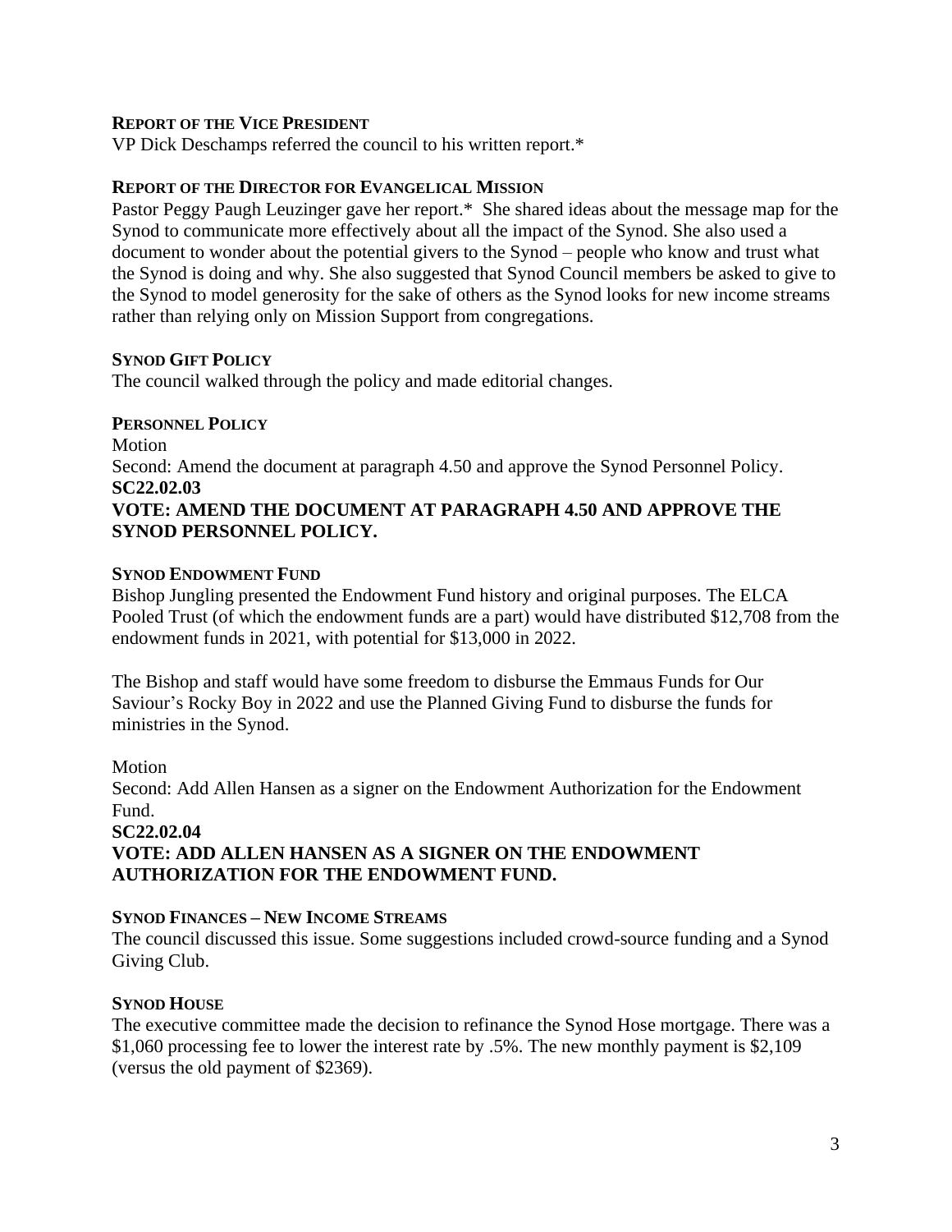### REPORT OF THE VICE PRESIDENT

VP Dick Deschamps referred the council to his written report.*

### REPORT OF THE DIRECTOR FOR EVANGELICAL MISSION

Pastor Peggy Paugh Leuzinger gave her report.* She shared ideas about the message map for the Synod to communicate more effectively about all the impact of the Synod. She also used a document to wonder about the potential givers to the Synod – people who know and trust what the Synod is doing and why. She also suggested that Synod Council members be asked to give to the Synod to model generosity for the sake of others as the Synod looks for new income streams rather than relying only on Mission Support from congregations.

### SYNOD GIFT POLICY

The council walked through the policy and made editorial changes.

### PERSONNEL POLICY

Motion
Second: Amend the document at paragraph 4.50 and approve the Synod Personnel Policy.
**SC22.02.03**
**VOTE: AMEND THE DOCUMENT AT PARAGRAPH 4.50 AND APPROVE THE SYNOD PERSONNEL POLICY.**

### SYNOD ENDOWMENT FUND

Bishop Jungling presented the Endowment Fund history and original purposes. The ELCA Pooled Trust (of which the endowment funds are a part) would have distributed $12,708 from the endowment funds in 2021, with potential for $13,000 in 2022.

The Bishop and staff would have some freedom to disburse the Emmaus Funds for Our Saviour's Rocky Boy in 2022 and use the Planned Giving Fund to disburse the funds for ministries in the Synod.

Motion
Second: Add Allen Hansen as a signer on the Endowment Authorization for the Endowment Fund.
**SC22.02.04**
**VOTE: ADD ALLEN HANSEN AS A SIGNER ON THE ENDOWMENT AUTHORIZATION FOR THE ENDOWMENT FUND.**

### SYNOD FINANCES – NEW INCOME STREAMS

The council discussed this issue. Some suggestions included crowd-source funding and a Synod Giving Club.

### SYNOD HOUSE

The executive committee made the decision to refinance the Synod Hose mortgage. There was a $1,060 processing fee to lower the interest rate by .5%. The new monthly payment is $2,109 (versus the old payment of $2369).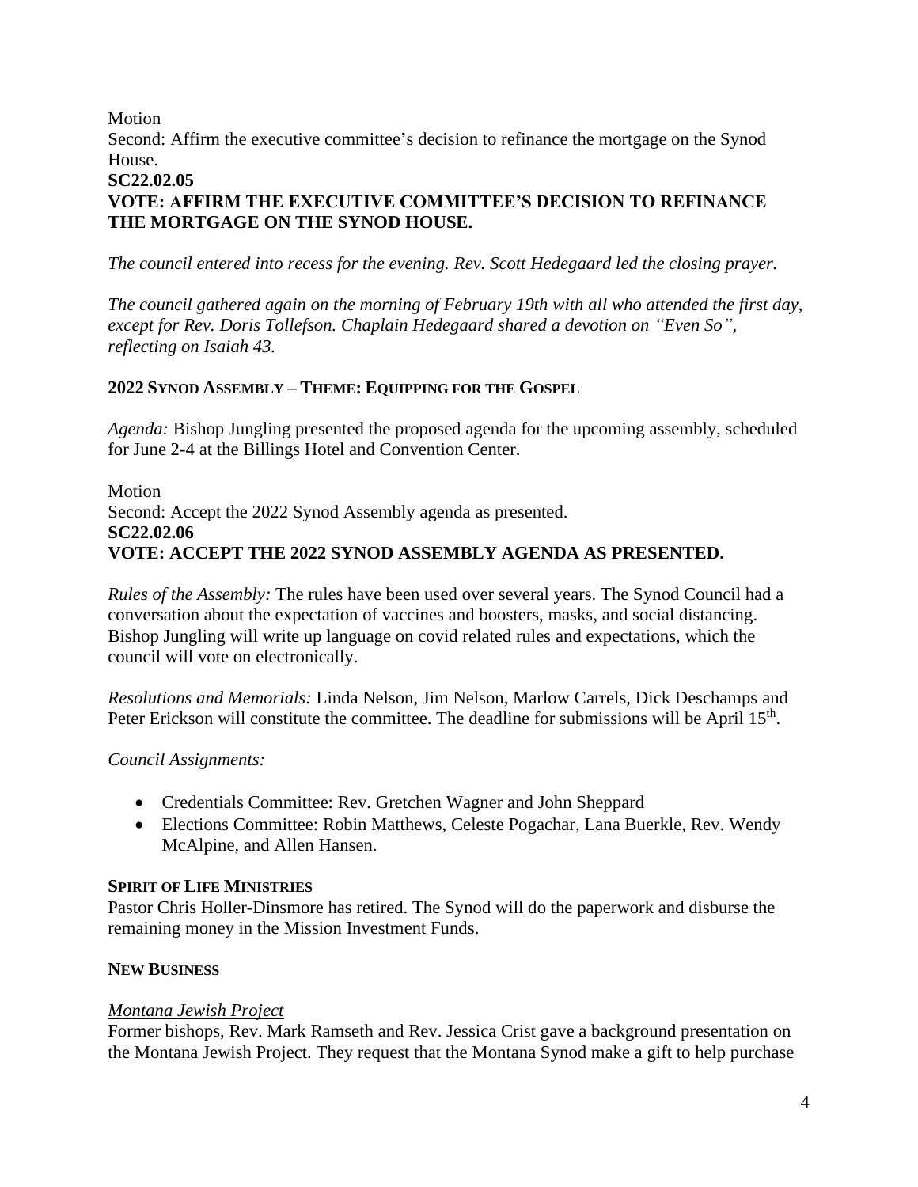Motion

Second: Affirm the executive committee's decision to refinance the mortgage on the Synod House.

**SC22.02.05**

**VOTE: AFFIRM THE EXECUTIVE COMMITTEE'S DECISION TO REFINANCE THE MORTGAGE ON THE SYNOD HOUSE.**

*The council entered into recess for the evening. Rev. Scott Hedegaard led the closing prayer.*

*The council gathered again on the morning of February 19th with all who attended the first day, except for Rev. Doris Tollefson. Chaplain Hedegaard shared a devotion on "Even So", reflecting on Isaiah 43.*

### 2022 Synod Assembly – Theme: Equipping for the Gospel

*Agenda:* Bishop Jungling presented the proposed agenda for the upcoming assembly, scheduled for June 2-4 at the Billings Hotel and Convention Center.

Motion

Second: Accept the 2022 Synod Assembly agenda as presented.

**SC22.02.06**

**VOTE: ACCEPT THE 2022 SYNOD ASSEMBLY AGENDA AS PRESENTED.**

*Rules of the Assembly:* The rules have been used over several years. The Synod Council had a conversation about the expectation of vaccines and boosters, masks, and social distancing. Bishop Jungling will write up language on covid related rules and expectations, which the council will vote on electronically.

*Resolutions and Memorials:* Linda Nelson, Jim Nelson, Marlow Carrels, Dick Deschamps and Peter Erickson will constitute the committee. The deadline for submissions will be April 15th.

*Council Assignments:*

- Credentials Committee: Rev. Gretchen Wagner and John Sheppard
- Elections Committee: Robin Matthews, Celeste Pogachar, Lana Buerkle, Rev. Wendy McAlpine, and Allen Hansen.

### Spirit of Life Ministries

Pastor Chris Holler-Dinsmore has retired. The Synod will do the paperwork and disburse the remaining money in the Mission Investment Funds.

### New Business

*Montana Jewish Project*

Former bishops, Rev. Mark Ramseth and Rev. Jessica Crist gave a background presentation on the Montana Jewish Project. They request that the Montana Synod make a gift to help purchase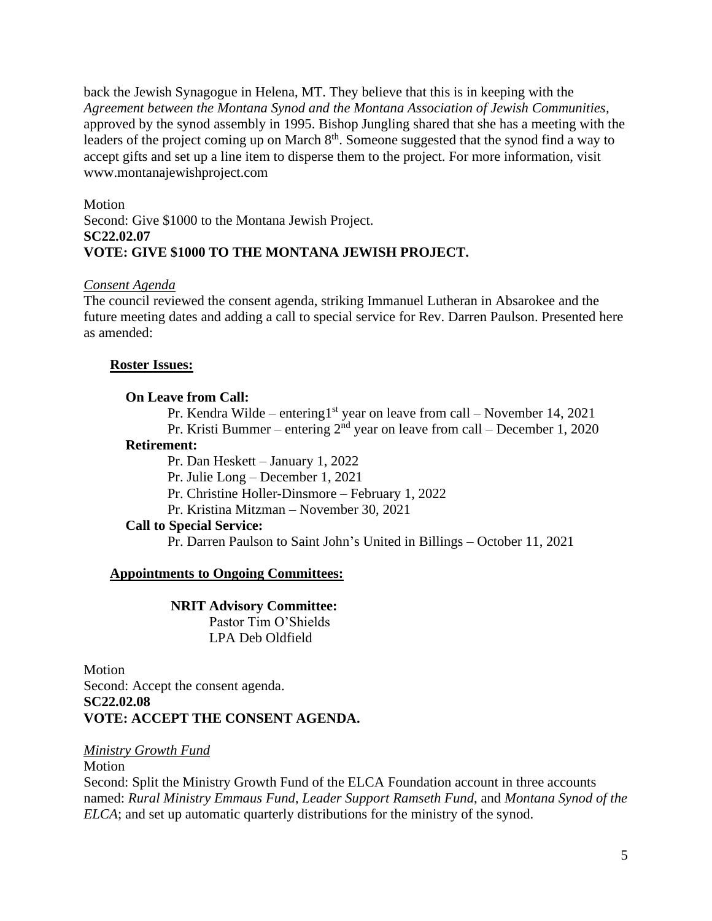back the Jewish Synagogue in Helena, MT. They believe that this is in keeping with the *Agreement between the Montana Synod and the Montana Association of Jewish Communities*, approved by the synod assembly in 1995. Bishop Jungling shared that she has a meeting with the leaders of the project coming up on March 8th. Someone suggested that the synod find a way to accept gifts and set up a line item to disperse them to the project. For more information, visit www.montanajewishproject.com

Motion
Second: Give $1000 to the Montana Jewish Project.
**SC22.02.07**
**VOTE: GIVE $1000 TO THE MONTANA JEWISH PROJECT.**

*Consent Agenda*

The council reviewed the consent agenda, striking Immanuel Lutheran in Absarokee and the future meeting dates and adding a call to special service for Rev. Darren Paulson. Presented here as amended:

**Roster Issues:**

**On Leave from Call:**

Pr. Kendra Wilde – entering1st year on leave from call – November 14, 2021
Pr. Kristi Bummer – entering 2nd year on leave from call – December 1, 2020

**Retirement:**

Pr. Dan Heskett – January 1, 2022
Pr. Julie Long – December 1, 2021
Pr. Christine Holler-Dinsmore – February 1, 2022
Pr. Kristina Mitzman – November 30, 2021

**Call to Special Service:**

Pr. Darren Paulson to Saint John's United in Billings – October 11, 2021

**Appointments to Ongoing Committees:**

**NRIT Advisory Committee:**
Pastor Tim O'Shields
LPA Deb Oldfield

Motion
Second: Accept the consent agenda.
**SC22.02.08**
**VOTE: ACCEPT THE CONSENT AGENDA.**

*Ministry Growth Fund*

Motion
Second: Split the Ministry Growth Fund of the ELCA Foundation account in three accounts named: *Rural Ministry Emmaus Fund*, *Leader Support Ramseth Fund*, and *Montana Synod of the ELCA*; and set up automatic quarterly distributions for the ministry of the synod.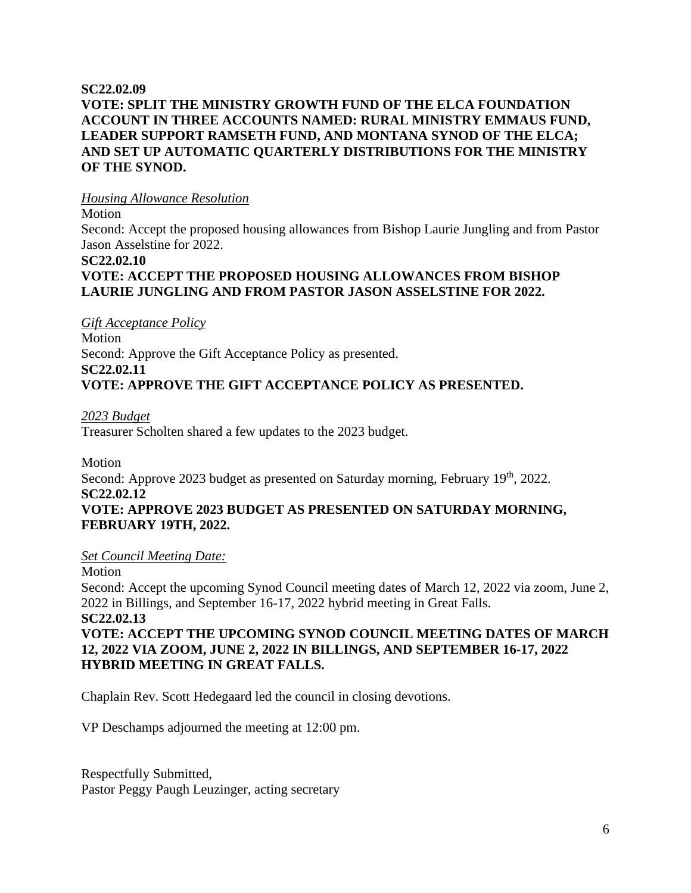**SC22.02.09**
**VOTE: SPLIT THE MINISTRY GROWTH FUND OF THE ELCA FOUNDATION ACCOUNT IN THREE ACCOUNTS NAMED: RURAL MINISTRY EMMAUS FUND, LEADER SUPPORT RAMSETH FUND, AND MONTANA SYNOD OF THE ELCA; AND SET UP AUTOMATIC QUARTERLY DISTRIBUTIONS FOR THE MINISTRY OF THE SYNOD.**

*Housing Allowance Resolution*
Motion
Second: Accept the proposed housing allowances from Bishop Laurie Jungling and from Pastor Jason Asselstine for 2022.
**SC22.02.10**
**VOTE: ACCEPT THE PROPOSED HOUSING ALLOWANCES FROM BISHOP LAURIE JUNGLING AND FROM PASTOR JASON ASSELSTINE FOR 2022.**

*Gift Acceptance Policy*
Motion
Second: Approve the Gift Acceptance Policy as presented.
**SC22.02.11**
**VOTE: APPROVE THE GIFT ACCEPTANCE POLICY AS PRESENTED.**

*2023 Budget*
Treasurer Scholten shared a few updates to the 2023 budget.

Motion
Second: Approve 2023 budget as presented on Saturday morning, February 19th, 2022.
**SC22.02.12**
**VOTE: APPROVE 2023 BUDGET AS PRESENTED ON SATURDAY MORNING, FEBRUARY 19TH, 2022.**

*Set Council Meeting Date:*
Motion
Second: Accept the upcoming Synod Council meeting dates of March 12, 2022 via zoom, June 2, 2022 in Billings, and September 16-17, 2022 hybrid meeting in Great Falls.
**SC22.02.13**
**VOTE: ACCEPT THE UPCOMING SYNOD COUNCIL MEETING DATES OF MARCH 12, 2022 VIA ZOOM, JUNE 2, 2022 IN BILLINGS, AND SEPTEMBER 16-17, 2022 HYBRID MEETING IN GREAT FALLS.**

Chaplain Rev. Scott Hedegaard led the council in closing devotions.

VP Deschamps adjourned the meeting at 12:00 pm.

Respectfully Submitted,
Pastor Peggy Paugh Leuzinger, acting secretary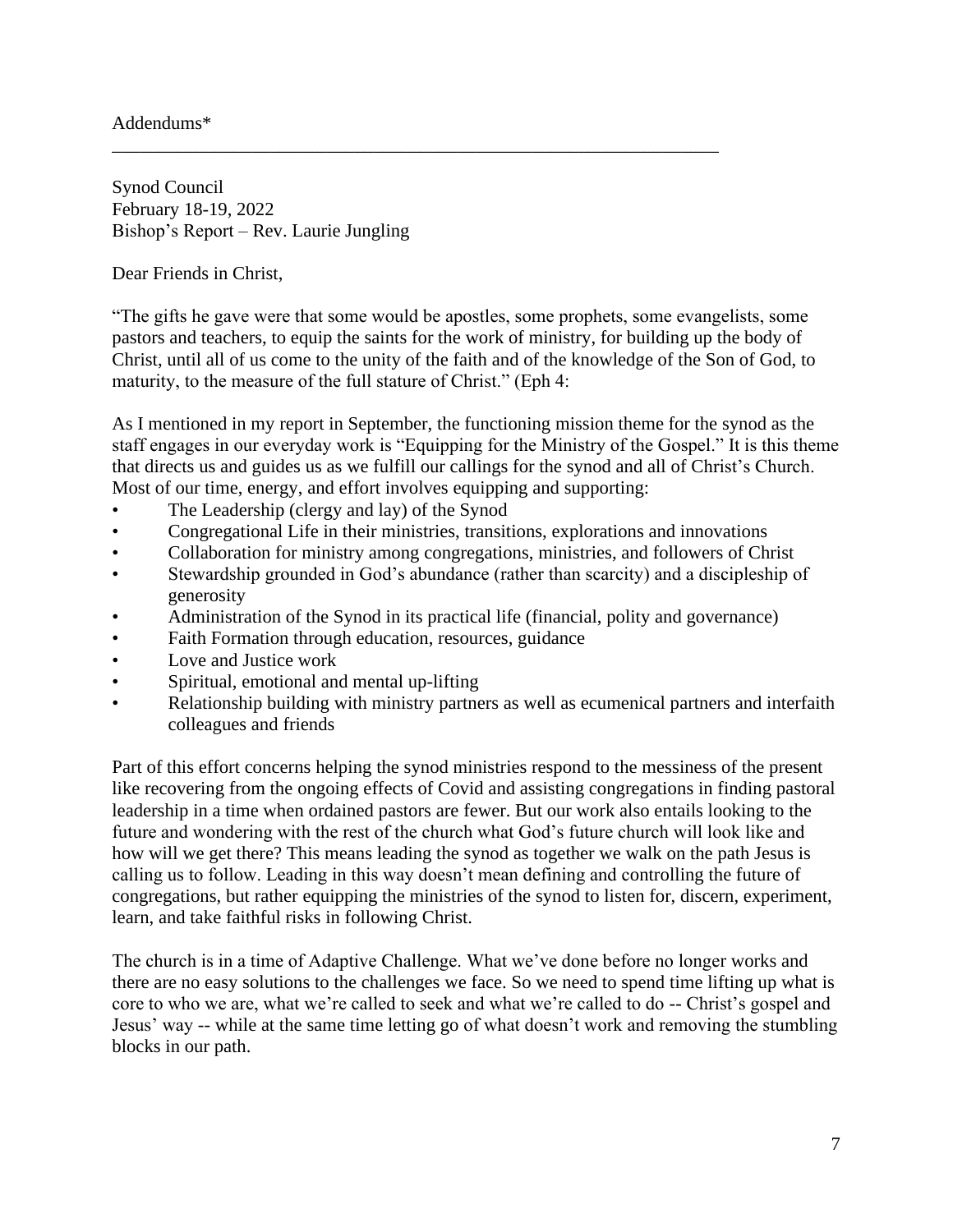Addendums*

---

Synod Council
February 18-19, 2022
Bishop's Report – Rev. Laurie Jungling

Dear Friends in Christ,

"The gifts he gave were that some would be apostles, some prophets, some evangelists, some pastors and teachers, to equip the saints for the work of ministry, for building up the body of Christ, until all of us come to the unity of the faith and of the knowledge of the Son of God, to maturity, to the measure of the full stature of Christ." (Eph 4:

As I mentioned in my report in September, the functioning mission theme for the synod as the staff engages in our everyday work is "Equipping for the Ministry of the Gospel." It is this theme that directs us and guides us as we fulfill our callings for the synod and all of Christ's Church. Most of our time, energy, and effort involves equipping and supporting:

- The Leadership (clergy and lay) of the Synod
- Congregational Life in their ministries, transitions, explorations and innovations
- Collaboration for ministry among congregations, ministries, and followers of Christ
- Stewardship grounded in God's abundance (rather than scarcity) and a discipleship of generosity
- Administration of the Synod in its practical life (financial, polity and governance)
- Faith Formation through education, resources, guidance
- Love and Justice work
- Spiritual, emotional and mental up-lifting
- Relationship building with ministry partners as well as ecumenical partners and interfaith colleagues and friends

Part of this effort concerns helping the synod ministries respond to the messiness of the present like recovering from the ongoing effects of Covid and assisting congregations in finding pastoral leadership in a time when ordained pastors are fewer. But our work also entails looking to the future and wondering with the rest of the church what God's future church will look like and how will we get there? This means leading the synod as together we walk on the path Jesus is calling us to follow. Leading in this way doesn't mean defining and controlling the future of congregations, but rather equipping the ministries of the synod to listen for, discern, experiment, learn, and take faithful risks in following Christ.

The church is in a time of Adaptive Challenge. What we've done before no longer works and there are no easy solutions to the challenges we face. So we need to spend time lifting up what is core to who we are, what we're called to seek and what we're called to do -- Christ's gospel and Jesus' way -- while at the same time letting go of what doesn't work and removing the stumbling blocks in our path.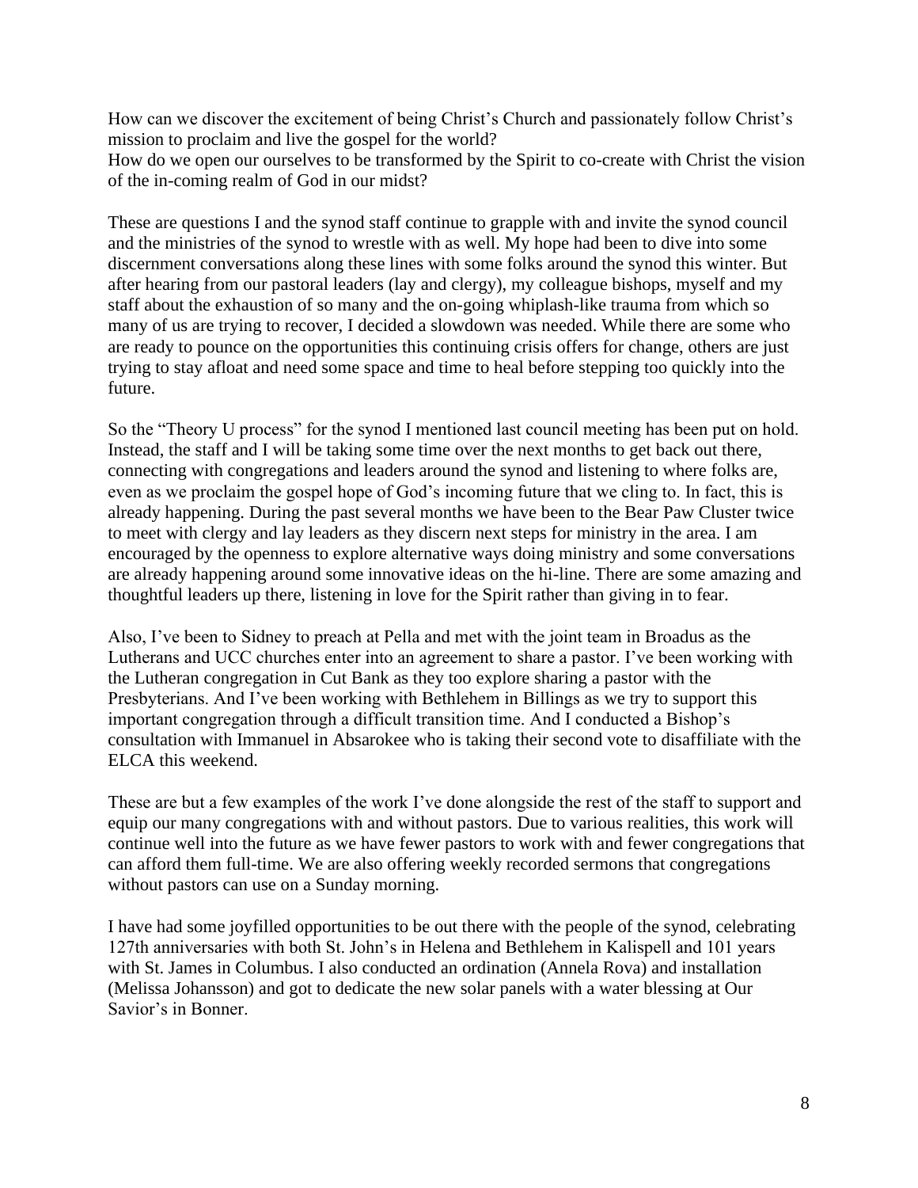How can we discover the excitement of being Christ's Church and passionately follow Christ's mission to proclaim and live the gospel for the world?
How do we open our ourselves to be transformed by the Spirit to co-create with Christ the vision of the in-coming realm of God in our midst?

These are questions I and the synod staff continue to grapple with and invite the synod council and the ministries of the synod to wrestle with as well. My hope had been to dive into some discernment conversations along these lines with some folks around the synod this winter. But after hearing from our pastoral leaders (lay and clergy), my colleague bishops, myself and my staff about the exhaustion of so many and the on-going whiplash-like trauma from which so many of us are trying to recover, I decided a slowdown was needed. While there are some who are ready to pounce on the opportunities this continuing crisis offers for change, others are just trying to stay afloat and need some space and time to heal before stepping too quickly into the future.

So the "Theory U process" for the synod I mentioned last council meeting has been put on hold. Instead, the staff and I will be taking some time over the next months to get back out there, connecting with congregations and leaders around the synod and listening to where folks are, even as we proclaim the gospel hope of God's incoming future that we cling to. In fact, this is already happening. During the past several months we have been to the Bear Paw Cluster twice to meet with clergy and lay leaders as they discern next steps for ministry in the area. I am encouraged by the openness to explore alternative ways doing ministry and some conversations are already happening around some innovative ideas on the hi-line. There are some amazing and thoughtful leaders up there, listening in love for the Spirit rather than giving in to fear.

Also, I've been to Sidney to preach at Pella and met with the joint team in Broadus as the Lutherans and UCC churches enter into an agreement to share a pastor. I've been working with the Lutheran congregation in Cut Bank as they too explore sharing a pastor with the Presbyterians. And I've been working with Bethlehem in Billings as we try to support this important congregation through a difficult transition time. And I conducted a Bishop's consultation with Immanuel in Absarokee who is taking their second vote to disaffiliate with the ELCA this weekend.

These are but a few examples of the work I've done alongside the rest of the staff to support and equip our many congregations with and without pastors. Due to various realities, this work will continue well into the future as we have fewer pastors to work with and fewer congregations that can afford them full-time. We are also offering weekly recorded sermons that congregations without pastors can use on a Sunday morning.

I have had some joyfilled opportunities to be out there with the people of the synod, celebrating 127th anniversaries with both St. John's in Helena and Bethlehem in Kalispell and 101 years with St. James in Columbus. I also conducted an ordination (Annela Rova) and installation (Melissa Johansson) and got to dedicate the new solar panels with a water blessing at Our Savior's in Bonner.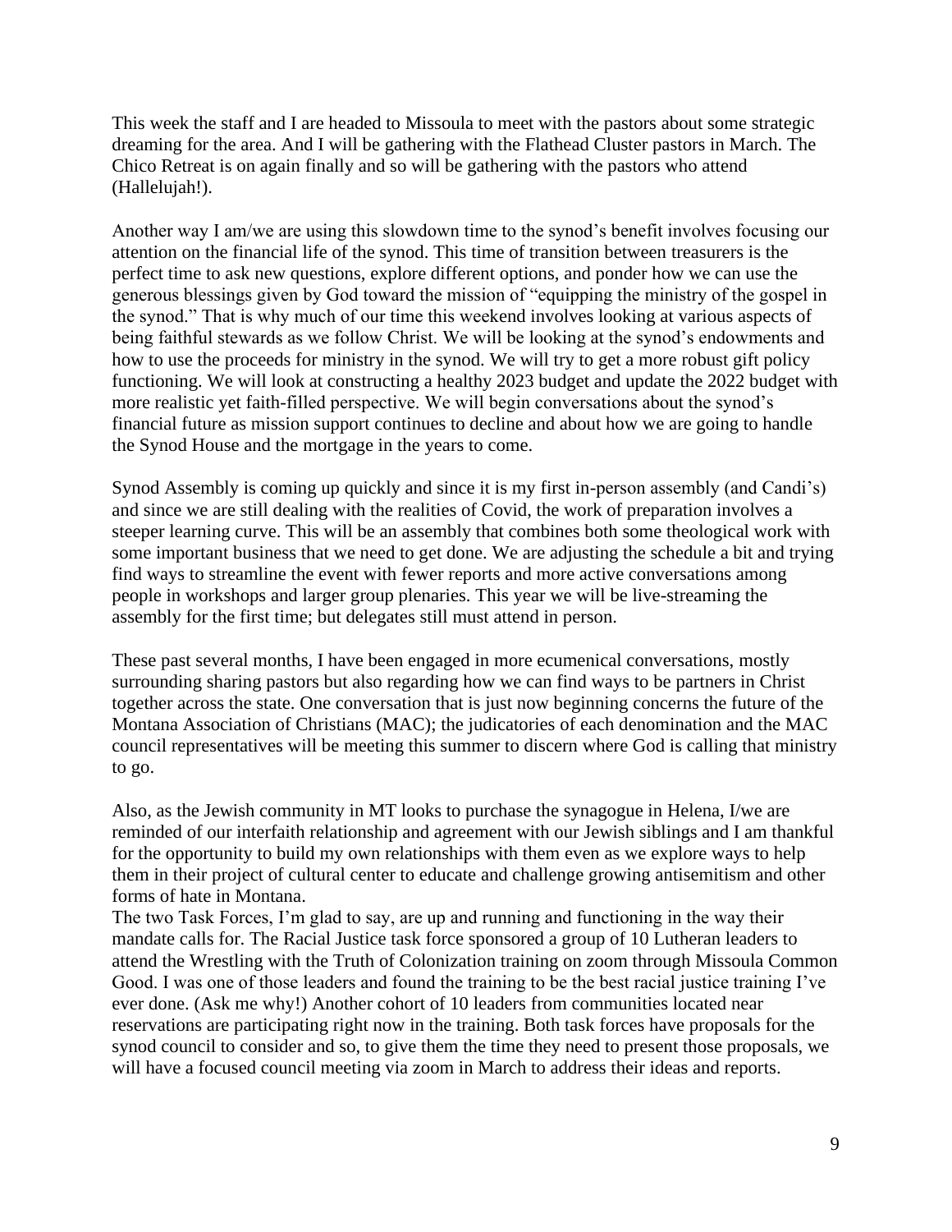This week the staff and I are headed to Missoula to meet with the pastors about some strategic dreaming for the area. And I will be gathering with the Flathead Cluster pastors in March. The Chico Retreat is on again finally and so will be gathering with the pastors who attend (Hallelujah!).

Another way I am/we are using this slowdown time to the synod's benefit involves focusing our attention on the financial life of the synod. This time of transition between treasurers is the perfect time to ask new questions, explore different options, and ponder how we can use the generous blessings given by God toward the mission of "equipping the ministry of the gospel in the synod." That is why much of our time this weekend involves looking at various aspects of being faithful stewards as we follow Christ. We will be looking at the synod's endowments and how to use the proceeds for ministry in the synod. We will try to get a more robust gift policy functioning. We will look at constructing a healthy 2023 budget and update the 2022 budget with more realistic yet faith-filled perspective. We will begin conversations about the synod's financial future as mission support continues to decline and about how we are going to handle the Synod House and the mortgage in the years to come.

Synod Assembly is coming up quickly and since it is my first in-person assembly (and Candi's) and since we are still dealing with the realities of Covid, the work of preparation involves a steeper learning curve. This will be an assembly that combines both some theological work with some important business that we need to get done. We are adjusting the schedule a bit and trying find ways to streamline the event with fewer reports and more active conversations among people in workshops and larger group plenaries. This year we will be live-streaming the assembly for the first time; but delegates still must attend in person.

These past several months, I have been engaged in more ecumenical conversations, mostly surrounding sharing pastors but also regarding how we can find ways to be partners in Christ together across the state. One conversation that is just now beginning concerns the future of the Montana Association of Christians (MAC); the judicatories of each denomination and the MAC council representatives will be meeting this summer to discern where God is calling that ministry to go.

Also, as the Jewish community in MT looks to purchase the synagogue in Helena, I/we are reminded of our interfaith relationship and agreement with our Jewish siblings and I am thankful for the opportunity to build my own relationships with them even as we explore ways to help them in their project of cultural center to educate and challenge growing antisemitism and other forms of hate in Montana.

The two Task Forces, I'm glad to say, are up and running and functioning in the way their mandate calls for. The Racial Justice task force sponsored a group of 10 Lutheran leaders to attend the Wrestling with the Truth of Colonization training on zoom through Missoula Common Good. I was one of those leaders and found the training to be the best racial justice training I've ever done. (Ask me why!) Another cohort of 10 leaders from communities located near reservations are participating right now in the training. Both task forces have proposals for the synod council to consider and so, to give them the time they need to present those proposals, we will have a focused council meeting via zoom in March to address their ideas and reports.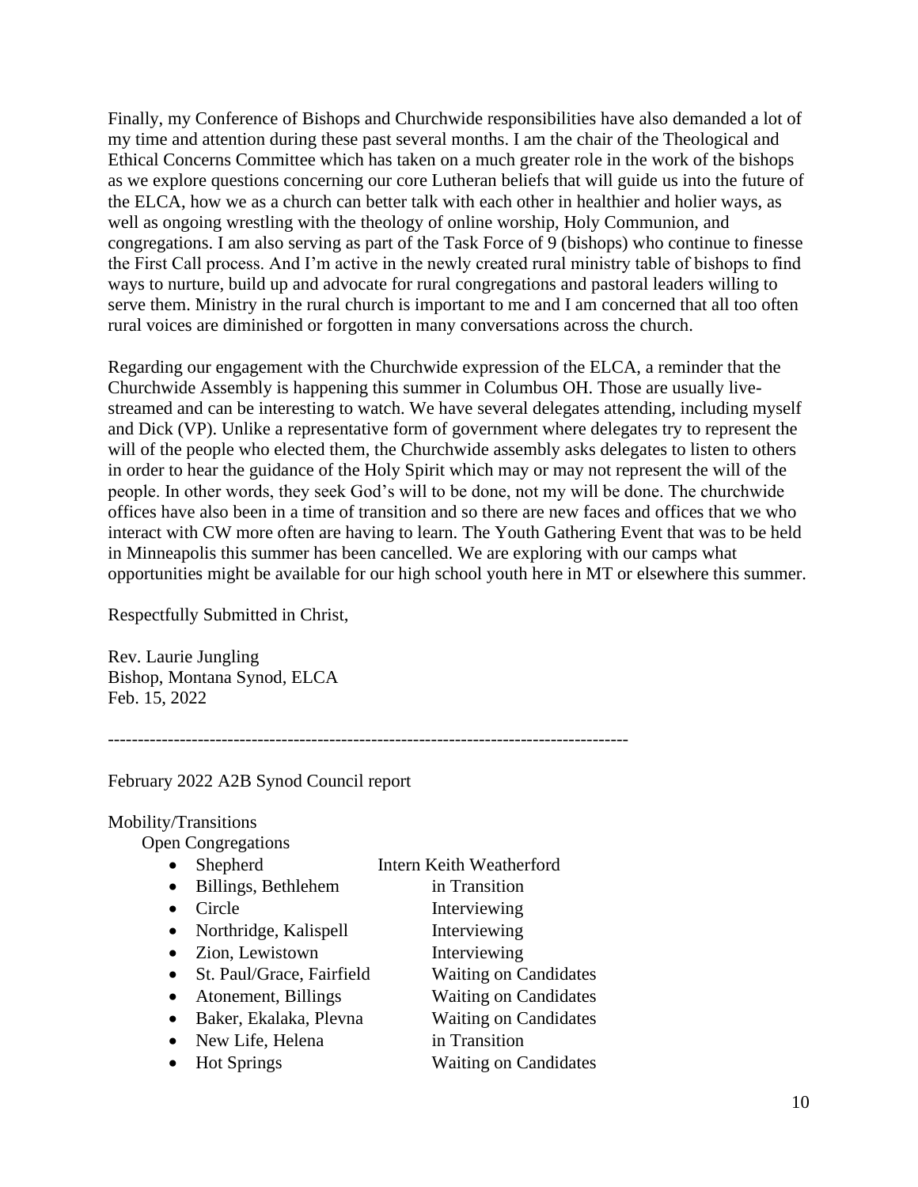Finally, my Conference of Bishops and Churchwide responsibilities have also demanded a lot of my time and attention during these past several months. I am the chair of the Theological and Ethical Concerns Committee which has taken on a much greater role in the work of the bishops as we explore questions concerning our core Lutheran beliefs that will guide us into the future of the ELCA, how we as a church can better talk with each other in healthier and holier ways, as well as ongoing wrestling with the theology of online worship, Holy Communion, and congregations. I am also serving as part of the Task Force of 9 (bishops) who continue to finesse the First Call process. And I'm active in the newly created rural ministry table of bishops to find ways to nurture, build up and advocate for rural congregations and pastoral leaders willing to serve them. Ministry in the rural church is important to me and I am concerned that all too often rural voices are diminished or forgotten in many conversations across the church.

Regarding our engagement with the Churchwide expression of the ELCA, a reminder that the Churchwide Assembly is happening this summer in Columbus OH. Those are usually live-streamed and can be interesting to watch. We have several delegates attending, including myself and Dick (VP). Unlike a representative form of government where delegates try to represent the will of the people who elected them, the Churchwide assembly asks delegates to listen to others in order to hear the guidance of the Holy Spirit which may or may not represent the will of the people. In other words, they seek God's will to be done, not my will be done. The churchwide offices have also been in a time of transition and so there are new faces and offices that we who interact with CW more often are having to learn. The Youth Gathering Event that was to be held in Minneapolis this summer has been cancelled. We are exploring with our camps what opportunities might be available for our high school youth here in MT or elsewhere this summer.

Respectfully Submitted in Christ,

Rev. Laurie Jungling
Bishop, Montana Synod, ELCA
Feb. 15, 2022

-------------------------------------------------------------------------------------

February 2022 A2B Synod Council report

Mobility/Transitions

Open Congregations

- Shepherd — Intern Keith Weatherford
- Billings, Bethlehem — in Transition
- Circle — Interviewing
- Northridge, Kalispell — Interviewing
- Zion, Lewistown — Interviewing
- St. Paul/Grace, Fairfield — Waiting on Candidates
- Atonement, Billings — Waiting on Candidates
- Baker, Ekalaka, Plevna — Waiting on Candidates
- New Life, Helena — in Transition
- Hot Springs — Waiting on Candidates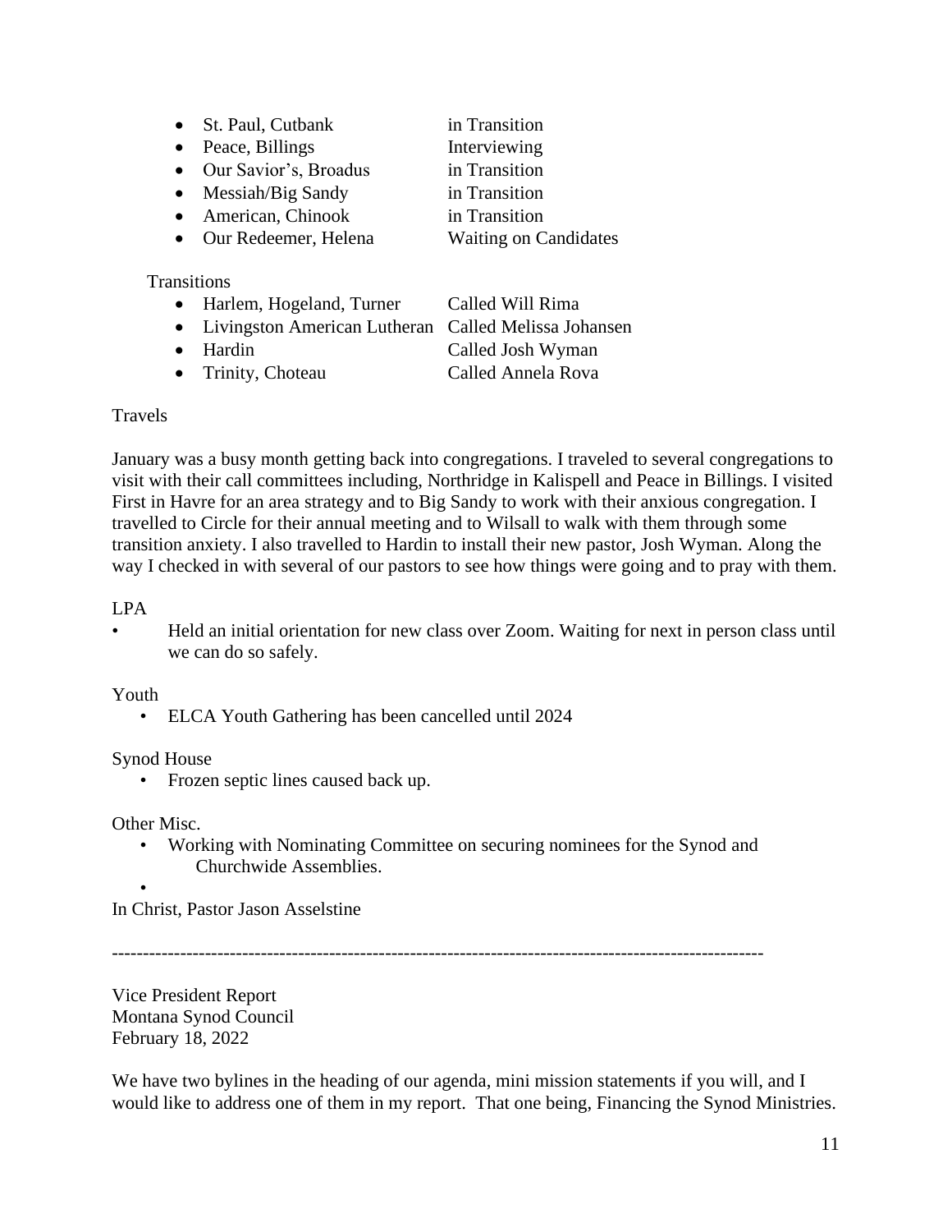- St. Paul, Cutbank — in Transition
- Peace, Billings — Interviewing
- Our Savior's, Broadus — in Transition
- Messiah/Big Sandy — in Transition
- American, Chinook — in Transition
- Our Redeemer, Helena — Waiting on Candidates

Transitions

- Harlem, Hogeland, Turner — Called Will Rima
- Livingston American Lutheran — Called Melissa Johansen
- Hardin — Called Josh Wyman
- Trinity, Choteau — Called Annela Rova

Travels

January was a busy month getting back into congregations. I traveled to several congregations to visit with their call committees including, Northridge in Kalispell and Peace in Billings. I visited First in Havre for an area strategy and to Big Sandy to work with their anxious congregation. I travelled to Circle for their annual meeting and to Wilsall to walk with them through some transition anxiety. I also travelled to Hardin to install their new pastor, Josh Wyman. Along the way I checked in with several of our pastors to see how things were going and to pray with them.

LPA

- Held an initial orientation for new class over Zoom. Waiting for next in person class until we can do so safely.

Youth

- ELCA Youth Gathering has been cancelled until 2024

Synod House

- Frozen septic lines caused back up.

Other Misc.

- Working with Nominating Committee on securing nominees for the Synod and Churchwide Assemblies.
- 

In Christ, Pastor Jason Asselstine

---

Vice President Report
Montana Synod Council
February 18, 2022

We have two bylines in the heading of our agenda, mini mission statements if you will, and I would like to address one of them in my report. That one being, Financing the Synod Ministries.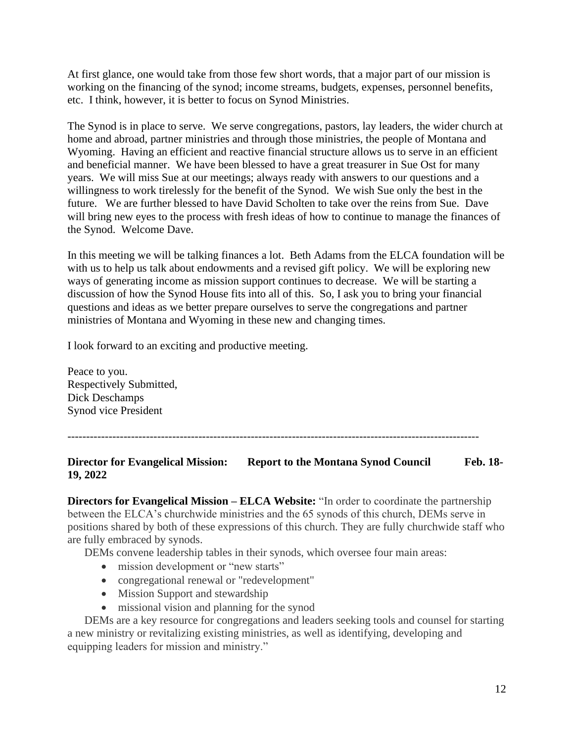At first glance, one would take from those few short words, that a major part of our mission is working on the financing of the synod; income streams, budgets, expenses, personnel benefits, etc. I think, however, it is better to focus on Synod Ministries.

The Synod is in place to serve. We serve congregations, pastors, lay leaders, the wider church at home and abroad, partner ministries and through those ministries, the people of Montana and Wyoming. Having an efficient and reactive financial structure allows us to serve in an efficient and beneficial manner. We have been blessed to have a great treasurer in Sue Ost for many years. We will miss Sue at our meetings; always ready with answers to our questions and a willingness to work tirelessly for the benefit of the Synod. We wish Sue only the best in the future. We are further blessed to have David Scholten to take over the reins from Sue. Dave will bring new eyes to the process with fresh ideas of how to continue to manage the finances of the Synod. Welcome Dave.

In this meeting we will be talking finances a lot. Beth Adams from the ELCA foundation will be with us to help us talk about endowments and a revised gift policy. We will be exploring new ways of generating income as mission support continues to decrease. We will be starting a discussion of how the Synod House fits into all of this. So, I ask you to bring your financial questions and ideas as we better prepare ourselves to serve the congregations and partner ministries of Montana and Wyoming in these new and changing times.

I look forward to an exciting and productive meeting.

Peace to you.
Respectively Submitted,
Dick Deschamps
Synod vice President

---

**Director for Evangelical Mission: Report to the Montana Synod Council Feb. 18-19, 2022**

**Directors for Evangelical Mission – ELCA Website:** "In order to coordinate the partnership between the ELCA's churchwide ministries and the 65 synods of this church, DEMs serve in positions shared by both of these expressions of this church. They are fully churchwide staff who are fully embraced by synods.

DEMs convene leadership tables in their synods, which oversee four main areas:

- mission development or "new starts"
- congregational renewal or "redevelopment"
- Mission Support and stewardship
- missional vision and planning for the synod

DEMs are a key resource for congregations and leaders seeking tools and counsel for starting a new ministry or revitalizing existing ministries, as well as identifying, developing and equipping leaders for mission and ministry."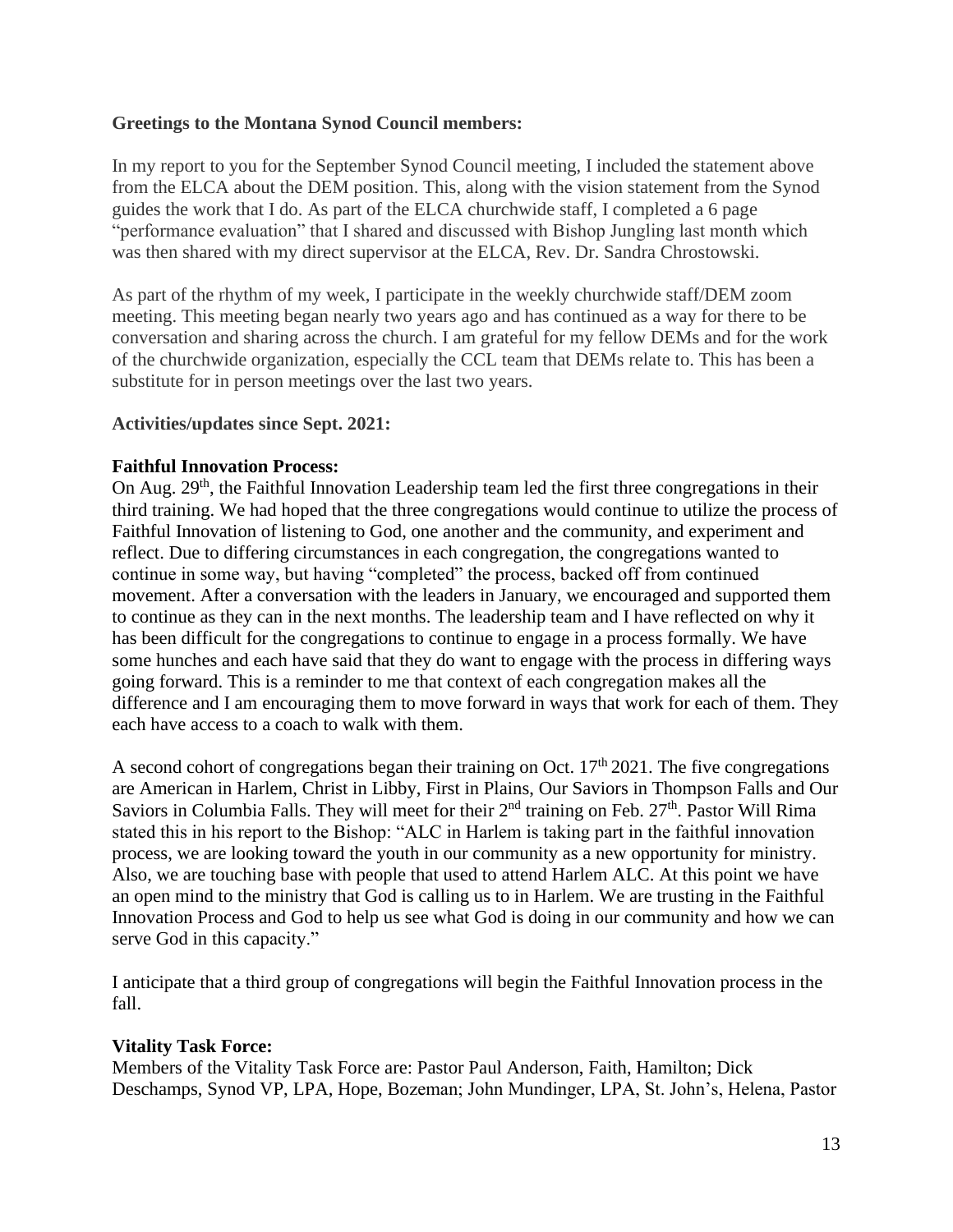**Greetings to the Montana Synod Council members:**

In my report to you for the September Synod Council meeting, I included the statement above from the ELCA about the DEM position. This, along with the vision statement from the Synod guides the work that I do. As part of the ELCA churchwide staff, I completed a 6 page "performance evaluation" that I shared and discussed with Bishop Jungling last month which was then shared with my direct supervisor at the ELCA, Rev. Dr. Sandra Chrostowski.

As part of the rhythm of my week, I participate in the weekly churchwide staff/DEM zoom meeting. This meeting began nearly two years ago and has continued as a way for there to be conversation and sharing across the church. I am grateful for my fellow DEMs and for the work of the churchwide organization, especially the CCL team that DEMs relate to. This has been a substitute for in person meetings over the last two years.

**Activities/updates since Sept. 2021:**

**Faithful Innovation Process:**
On Aug. 29th, the Faithful Innovation Leadership team led the first three congregations in their third training. We had hoped that the three congregations would continue to utilize the process of Faithful Innovation of listening to God, one another and the community, and experiment and reflect. Due to differing circumstances in each congregation, the congregations wanted to continue in some way, but having "completed" the process, backed off from continued movement. After a conversation with the leaders in January, we encouraged and supported them to continue as they can in the next months. The leadership team and I have reflected on why it has been difficult for the congregations to continue to engage in a process formally. We have some hunches and each have said that they do want to engage with the process in differing ways going forward. This is a reminder to me that context of each congregation makes all the difference and I am encouraging them to move forward in ways that work for each of them. They each have access to a coach to walk with them.

A second cohort of congregations began their training on Oct. 17th 2021. The five congregations are American in Harlem, Christ in Libby, First in Plains, Our Saviors in Thompson Falls and Our Saviors in Columbia Falls. They will meet for their 2nd training on Feb. 27th. Pastor Will Rima stated this in his report to the Bishop: "ALC in Harlem is taking part in the faithful innovation process, we are looking toward the youth in our community as a new opportunity for ministry. Also, we are touching base with people that used to attend Harlem ALC. At this point we have an open mind to the ministry that God is calling us to in Harlem. We are trusting in the Faithful Innovation Process and God to help us see what God is doing in our community and how we can serve God in this capacity."

I anticipate that a third group of congregations will begin the Faithful Innovation process in the fall.

**Vitality Task Force:**
Members of the Vitality Task Force are: Pastor Paul Anderson, Faith, Hamilton; Dick Deschamps, Synod VP, LPA, Hope, Bozeman; John Mundinger, LPA, St. John's, Helena, Pastor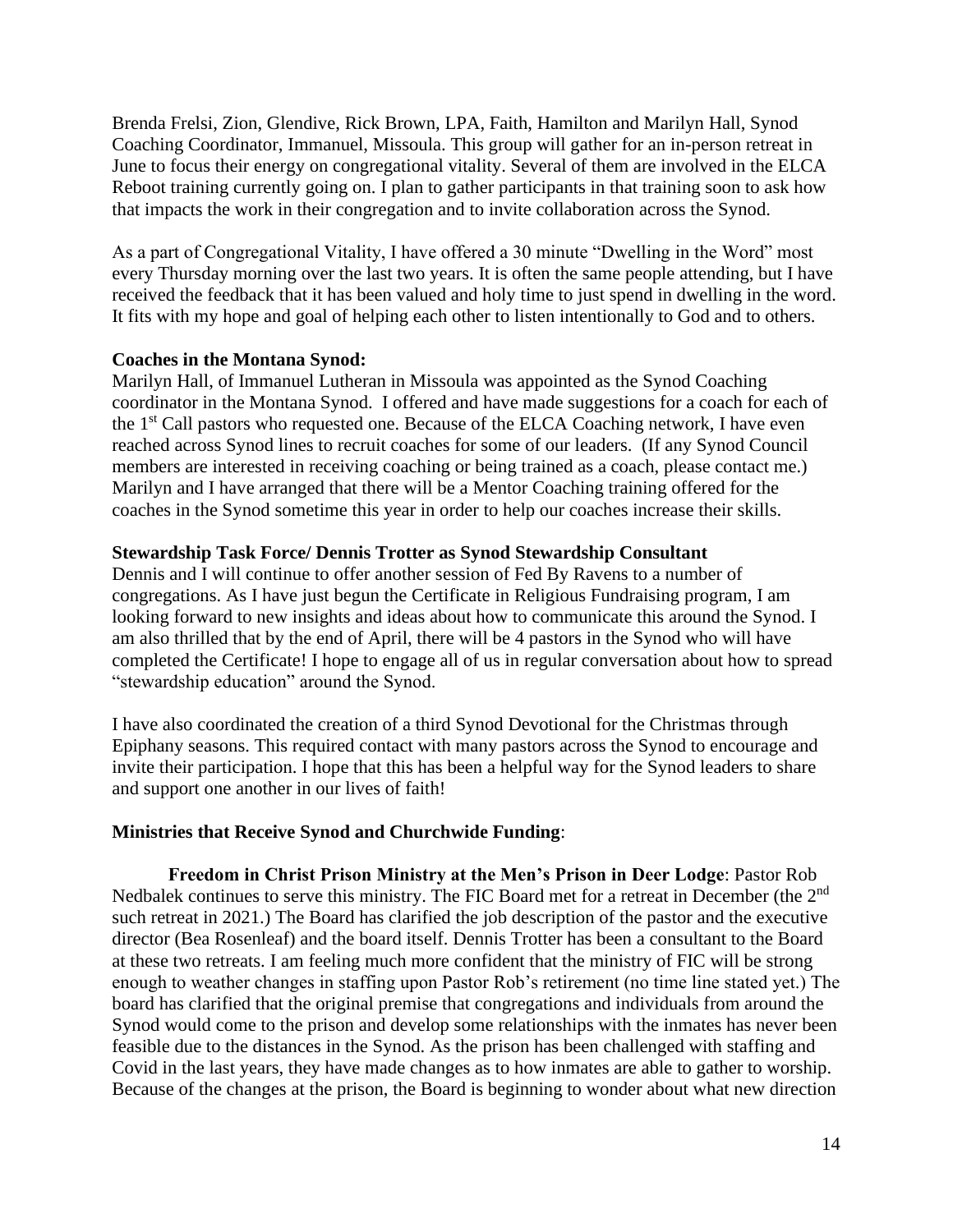Brenda Frelsi, Zion, Glendive, Rick Brown, LPA, Faith, Hamilton and Marilyn Hall, Synod Coaching Coordinator, Immanuel, Missoula. This group will gather for an in-person retreat in June to focus their energy on congregational vitality. Several of them are involved in the ELCA Reboot training currently going on. I plan to gather participants in that training soon to ask how that impacts the work in their congregation and to invite collaboration across the Synod.

As a part of Congregational Vitality, I have offered a 30 minute "Dwelling in the Word" most every Thursday morning over the last two years. It is often the same people attending, but I have received the feedback that it has been valued and holy time to just spend in dwelling in the word. It fits with my hope and goal of helping each other to listen intentionally to God and to others.

**Coaches in the Montana Synod:**
Marilyn Hall, of Immanuel Lutheran in Missoula was appointed as the Synod Coaching coordinator in the Montana Synod. I offered and have made suggestions for a coach for each of the 1st Call pastors who requested one. Because of the ELCA Coaching network, I have even reached across Synod lines to recruit coaches for some of our leaders. (If any Synod Council members are interested in receiving coaching or being trained as a coach, please contact me.) Marilyn and I have arranged that there will be a Mentor Coaching training offered for the coaches in the Synod sometime this year in order to help our coaches increase their skills.

**Stewardship Task Force/ Dennis Trotter as Synod Stewardship Consultant**
Dennis and I will continue to offer another session of Fed By Ravens to a number of congregations. As I have just begun the Certificate in Religious Fundraising program, I am looking forward to new insights and ideas about how to communicate this around the Synod. I am also thrilled that by the end of April, there will be 4 pastors in the Synod who will have completed the Certificate! I hope to engage all of us in regular conversation about how to spread "stewardship education" around the Synod.

I have also coordinated the creation of a third Synod Devotional for the Christmas through Epiphany seasons. This required contact with many pastors across the Synod to encourage and invite their participation. I hope that this has been a helpful way for the Synod leaders to share and support one another in our lives of faith!

**Ministries that Receive Synod and Churchwide Funding**:

**Freedom in Christ Prison Ministry at the Men's Prison in Deer Lodge**: Pastor Rob Nedbalek continues to serve this ministry. The FIC Board met for a retreat in December (the 2nd such retreat in 2021.) The Board has clarified the job description of the pastor and the executive director (Bea Rosenleaf) and the board itself. Dennis Trotter has been a consultant to the Board at these two retreats. I am feeling much more confident that the ministry of FIC will be strong enough to weather changes in staffing upon Pastor Rob's retirement (no time line stated yet.) The board has clarified that the original premise that congregations and individuals from around the Synod would come to the prison and develop some relationships with the inmates has never been feasible due to the distances in the Synod. As the prison has been challenged with staffing and Covid in the last years, they have made changes as to how inmates are able to gather to worship. Because of the changes at the prison, the Board is beginning to wonder about what new direction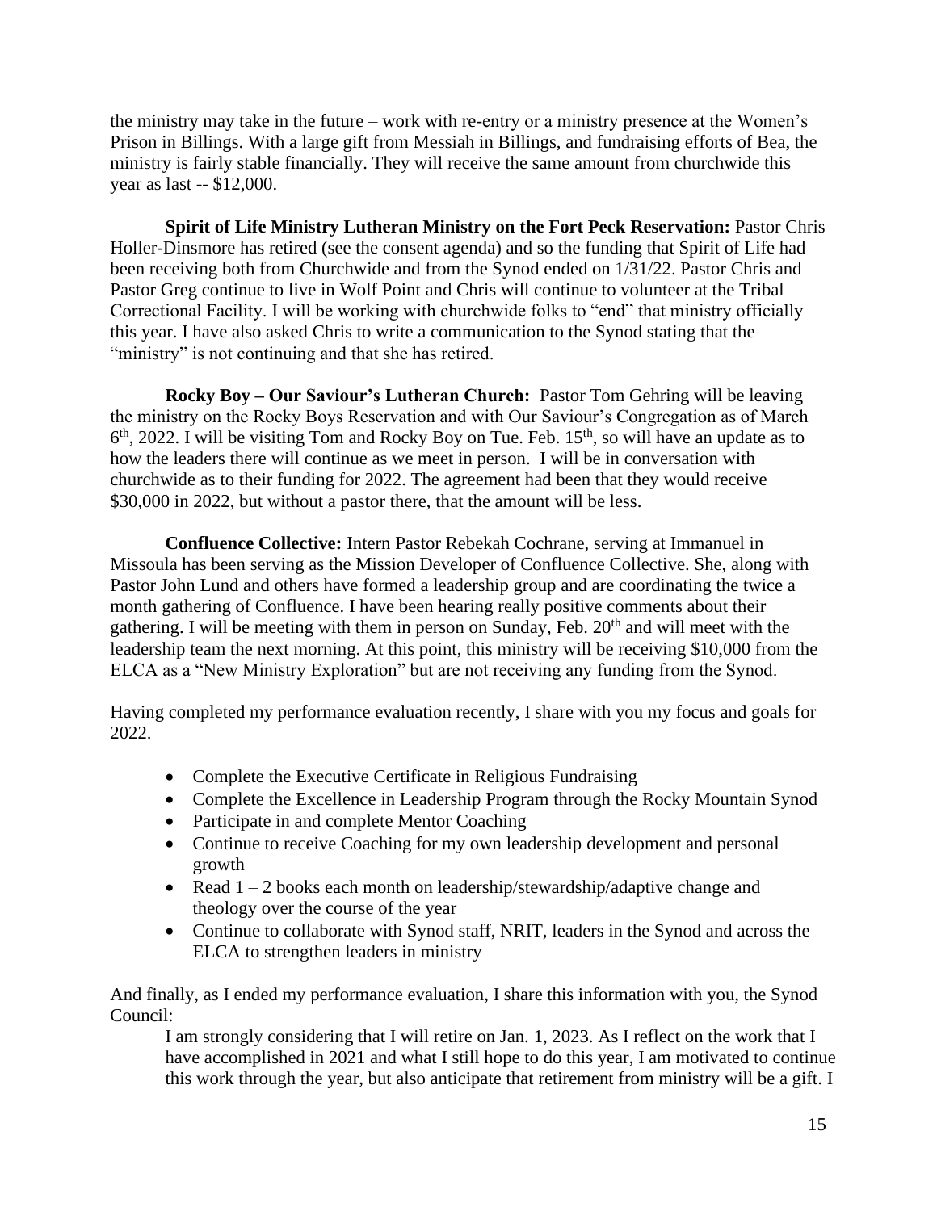the ministry may take in the future – work with re-entry or a ministry presence at the Women's Prison in Billings. With a large gift from Messiah in Billings, and fundraising efforts of Bea, the ministry is fairly stable financially. They will receive the same amount from churchwide this year as last -- $12,000.

**Spirit of Life Ministry Lutheran Ministry on the Fort Peck Reservation:** Pastor Chris Holler-Dinsmore has retired (see the consent agenda) and so the funding that Spirit of Life had been receiving both from Churchwide and from the Synod ended on 1/31/22. Pastor Chris and Pastor Greg continue to live in Wolf Point and Chris will continue to volunteer at the Tribal Correctional Facility. I will be working with churchwide folks to "end" that ministry officially this year. I have also asked Chris to write a communication to the Synod stating that the "ministry" is not continuing and that she has retired.

**Rocky Boy – Our Saviour's Lutheran Church:** Pastor Tom Gehring will be leaving the ministry on the Rocky Boys Reservation and with Our Saviour's Congregation as of March 6th, 2022. I will be visiting Tom and Rocky Boy on Tue. Feb. 15th, so will have an update as to how the leaders there will continue as we meet in person. I will be in conversation with churchwide as to their funding for 2022. The agreement had been that they would receive $30,000 in 2022, but without a pastor there, that the amount will be less.

**Confluence Collective:** Intern Pastor Rebekah Cochrane, serving at Immanuel in Missoula has been serving as the Mission Developer of Confluence Collective. She, along with Pastor John Lund and others have formed a leadership group and are coordinating the twice a month gathering of Confluence. I have been hearing really positive comments about their gathering. I will be meeting with them in person on Sunday, Feb. 20th and will meet with the leadership team the next morning. At this point, this ministry will be receiving $10,000 from the ELCA as a "New Ministry Exploration" but are not receiving any funding from the Synod.

Having completed my performance evaluation recently, I share with you my focus and goals for 2022.

- Complete the Executive Certificate in Religious Fundraising
- Complete the Excellence in Leadership Program through the Rocky Mountain Synod
- Participate in and complete Mentor Coaching
- Continue to receive Coaching for my own leadership development and personal growth
- Read 1 – 2 books each month on leadership/stewardship/adaptive change and theology over the course of the year
- Continue to collaborate with Synod staff, NRIT, leaders in the Synod and across the ELCA to strengthen leaders in ministry

And finally, as I ended my performance evaluation, I share this information with you, the Synod Council:

> I am strongly considering that I will retire on Jan. 1, 2023. As I reflect on the work that I have accomplished in 2021 and what I still hope to do this year, I am motivated to continue this work through the year, but also anticipate that retirement from ministry will be a gift. I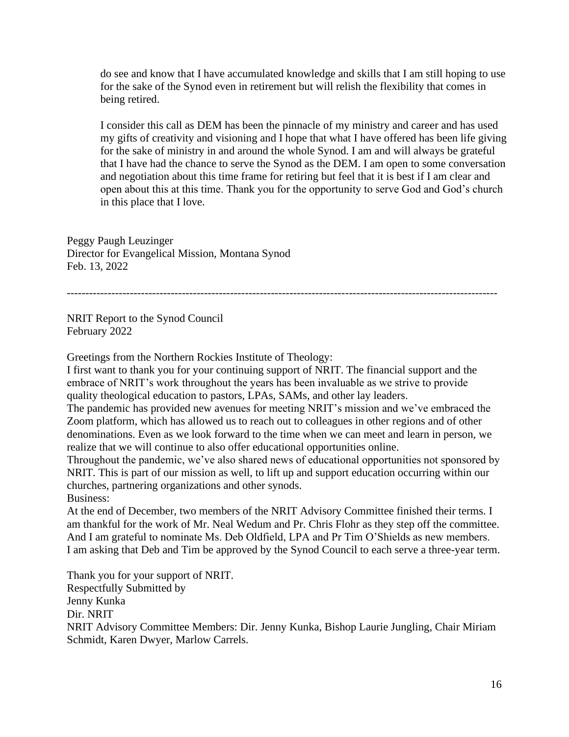do see and know that I have accumulated knowledge and skills that I am still hoping to use for the sake of the Synod even in retirement but will relish the flexibility that comes in being retired.

I consider this call as DEM has been the pinnacle of my ministry and career and has used my gifts of creativity and visioning and I hope that what I have offered has been life giving for the sake of ministry in and around the whole Synod. I am and will always be grateful that I have had the chance to serve the Synod as the DEM. I am open to some conversation and negotiation about this time frame for retiring but feel that it is best if I am clear and open about this at this time. Thank you for the opportunity to serve God and God's church in this place that I love.

Peggy Paugh Leuzinger  
Director for Evangelical Mission, Montana Synod  
Feb. 13, 2022

---

NRIT Report to the Synod Council  
February 2022

Greetings from the Northern Rockies Institute of Theology:

I first want to thank you for your continuing support of NRIT. The financial support and the embrace of NRIT's work throughout the years has been invaluable as we strive to provide quality theological education to pastors, LPAs, SAMs, and other lay leaders.

The pandemic has provided new avenues for meeting NRIT's mission and we've embraced the Zoom platform, which has allowed us to reach out to colleagues in other regions and of other denominations. Even as we look forward to the time when we can meet and learn in person, we realize that we will continue to also offer educational opportunities online.

Throughout the pandemic, we've also shared news of educational opportunities not sponsored by NRIT. This is part of our mission as well, to lift up and support education occurring within our churches, partnering organizations and other synods.

Business:

At the end of December, two members of the NRIT Advisory Committee finished their terms. I am thankful for the work of Mr. Neal Wedum and Pr. Chris Flohr as they step off the committee. And I am grateful to nominate Ms. Deb Oldfield, LPA and Pr Tim O'Shields as new members. I am asking that Deb and Tim be approved by the Synod Council to each serve a three-year term.

Thank you for your support of NRIT.  
Respectfully Submitted by  
Jenny Kunka  
Dir. NRIT  
NRIT Advisory Committee Members: Dir. Jenny Kunka, Bishop Laurie Jungling, Chair Miriam Schmidt, Karen Dwyer, Marlow Carrels.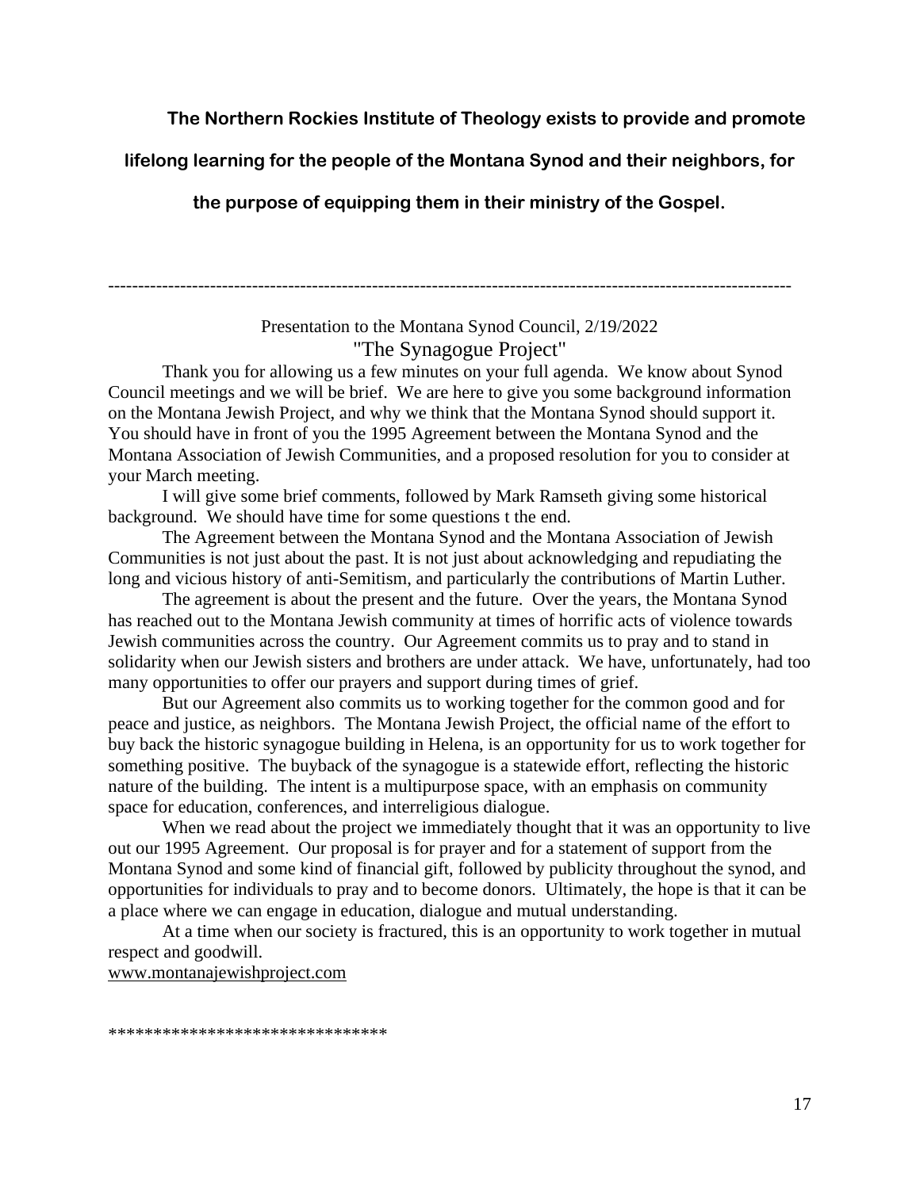**The Northern Rockies Institute of Theology exists to provide and promote lifelong learning for the people of the Montana Synod and their neighbors, for the purpose of equipping them in their ministry of the Gospel.**

---

Presentation to the Montana Synod Council, 2/19/2022

"The Synagogue Project"

Thank you for allowing us a few minutes on your full agenda. We know about Synod Council meetings and we will be brief. We are here to give you some background information on the Montana Jewish Project, and why we think that the Montana Synod should support it. You should have in front of you the 1995 Agreement between the Montana Synod and the Montana Association of Jewish Communities, and a proposed resolution for you to consider at your March meeting.

I will give some brief comments, followed by Mark Ramseth giving some historical background. We should have time for some questions t the end.

The Agreement between the Montana Synod and the Montana Association of Jewish Communities is not just about the past. It is not just about acknowledging and repudiating the long and vicious history of anti-Semitism, and particularly the contributions of Martin Luther.

The agreement is about the present and the future. Over the years, the Montana Synod has reached out to the Montana Jewish community at times of horrific acts of violence towards Jewish communities across the country. Our Agreement commits us to pray and to stand in solidarity when our Jewish sisters and brothers are under attack. We have, unfortunately, had too many opportunities to offer our prayers and support during times of grief.

But our Agreement also commits us to working together for the common good and for peace and justice, as neighbors. The Montana Jewish Project, the official name of the effort to buy back the historic synagogue building in Helena, is an opportunity for us to work together for something positive. The buyback of the synagogue is a statewide effort, reflecting the historic nature of the building. The intent is a multipurpose space, with an emphasis on community space for education, conferences, and interreligious dialogue.

When we read about the project we immediately thought that it was an opportunity to live out our 1995 Agreement. Our proposal is for prayer and for a statement of support from the Montana Synod and some kind of financial gift, followed by publicity throughout the synod, and opportunities for individuals to pray and to become donors. Ultimately, the hope is that it can be a place where we can engage in education, dialogue and mutual understanding.

At a time when our society is fractured, this is an opportunity to work together in mutual respect and goodwill.

www.montanajewishproject.com

******************************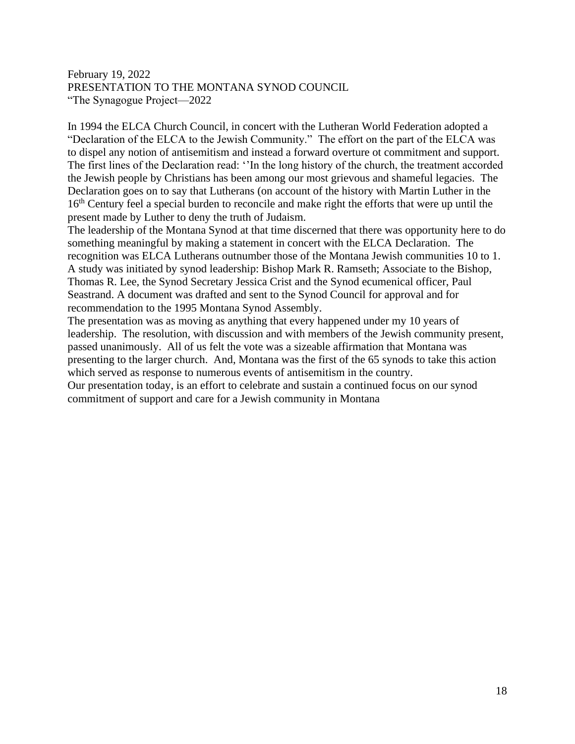February 19, 2022
PRESENTATION TO THE MONTANA SYNOD COUNCIL
"The Synagogue Project—2022

In 1994 the ELCA Church Council, in concert with the Lutheran World Federation adopted a "Declaration of the ELCA to the Jewish Community." The effort on the part of the ELCA was to dispel any notion of antisemitism and instead a forward overture ot commitment and support. The first lines of the Declaration read: ''In the long history of the church, the treatment accorded the Jewish people by Christians has been among our most grievous and shameful legacies. The Declaration goes on to say that Lutherans (on account of the history with Martin Luther in the 16th Century feel a special burden to reconcile and make right the efforts that were up until the present made by Luther to deny the truth of Judaism.

The leadership of the Montana Synod at that time discerned that there was opportunity here to do something meaningful by making a statement in concert with the ELCA Declaration. The recognition was ELCA Lutherans outnumber those of the Montana Jewish communities 10 to 1. A study was initiated by synod leadership: Bishop Mark R. Ramseth; Associate to the Bishop, Thomas R. Lee, the Synod Secretary Jessica Crist and the Synod ecumenical officer, Paul Seastrand. A document was drafted and sent to the Synod Council for approval and for recommendation to the 1995 Montana Synod Assembly.

The presentation was as moving as anything that every happened under my 10 years of leadership. The resolution, with discussion and with members of the Jewish community present, passed unanimously. All of us felt the vote was a sizeable affirmation that Montana was presenting to the larger church. And, Montana was the first of the 65 synods to take this action which served as response to numerous events of antisemitism in the country.

Our presentation today, is an effort to celebrate and sustain a continued focus on our synod commitment of support and care for a Jewish community in Montana